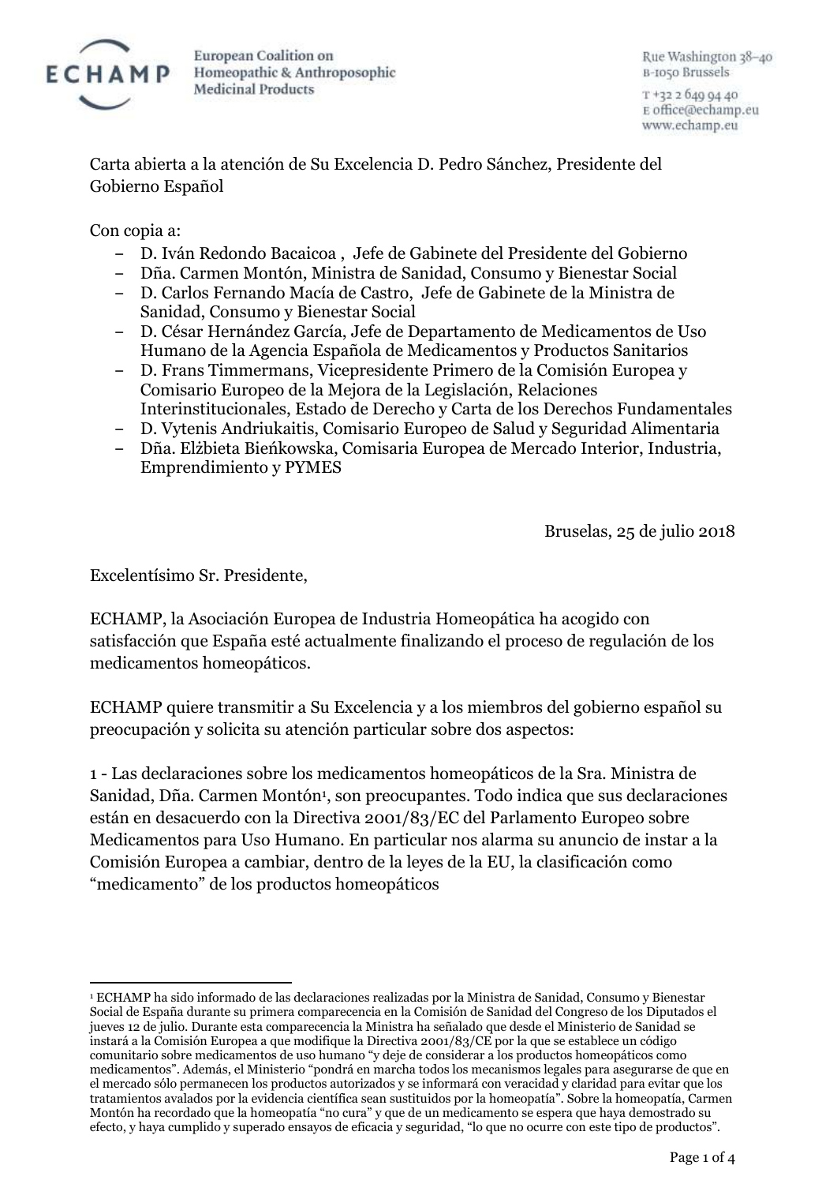ECHAMP European Coalition on Homeopathic & Anthroposophic Medicinal Products

Rue Washington 38–40
B-1050 Brussels

T +32 2 649 94 40
E office@echamp.eu
www.echamp.eu

Carta abierta a la atención de Su Excelencia D. Pedro Sánchez, Presidente del Gobierno Español

Con copia a:

- D. Iván Redondo Bacaicoa , Jefe de Gabinete del Presidente del Gobierno
- Dña. Carmen Montón, Ministra de Sanidad, Consumo y Bienestar Social
- D. Carlos Fernando Macía de Castro, Jefe de Gabinete de la Ministra de Sanidad, Consumo y Bienestar Social
- D. César Hernández García, Jefe de Departamento de Medicamentos de Uso Humano de la Agencia Española de Medicamentos y Productos Sanitarios
- D. Frans Timmermans, Vicepresidente Primero de la Comisión Europea y Comisario Europeo de la Mejora de la Legislación, Relaciones Interinstitucionales, Estado de Derecho y Carta de los Derechos Fundamentales
- D. Vytenis Andriukaitis, Comisario Europeo de Salud y Seguridad Alimentaria
- Dña. Elżbieta Bieńkowska, Comisaria Europea de Mercado Interior, Industria, Emprendimiento y PYMES

Bruselas, 25 de julio 2018

Excelentísimo Sr. Presidente,

ECHAMP, la Asociación Europea de Industria Homeopática ha acogido con satisfacción que España esté actualmente finalizando el proceso de regulación de los medicamentos homeopáticos.

ECHAMP quiere transmitir a Su Excelencia y a los miembros del gobierno español su preocupación y solicita su atención particular sobre dos aspectos:

1 - Las declaraciones sobre los medicamentos homeopáticos de la Sra. Ministra de Sanidad, Dña. Carmen Montón[1], son preocupantes. Todo indica que sus declaraciones están en desacuerdo con la Directiva 2001/83/EC del Parlamento Europeo sobre Medicamentos para Uso Humano. En particular nos alarma su anuncio de instar a la Comisión Europea a cambiar, dentro de la leyes de la EU, la clasificación como "medicamento" de los productos homeopáticos

---

[1] ECHAMP ha sido informado de las declaraciones realizadas por la Ministra de Sanidad, Consumo y Bienestar Social de España durante su primera comparecencia en la Comisión de Sanidad del Congreso de los Diputados el jueves 12 de julio. Durante esta comparecencia la Ministra ha señalado que desde el Ministerio de Sanidad se instará a la Comisión Europea a que modifique la Directiva 2001/83/CE por la que se establece un código comunitario sobre medicamentos de uso humano "y deje de considerar a los productos homeopáticos como medicamentos". Además, el Ministerio "pondrá en marcha todos los mecanismos legales para asegurarse de que en el mercado sólo permanecen los productos autorizados y se informará con veracidad y claridad para evitar que los tratamientos avalados por la evidencia científica sean sustituidos por la homeopatía". Sobre la homeopatía, Carmen Montón ha recordado que la homeopatía "no cura" y que de un medicamento se espera que haya demostrado su efecto, y haya cumplido y superado ensayos de eficacia y seguridad, "lo que no ocurre con este tipo de productos".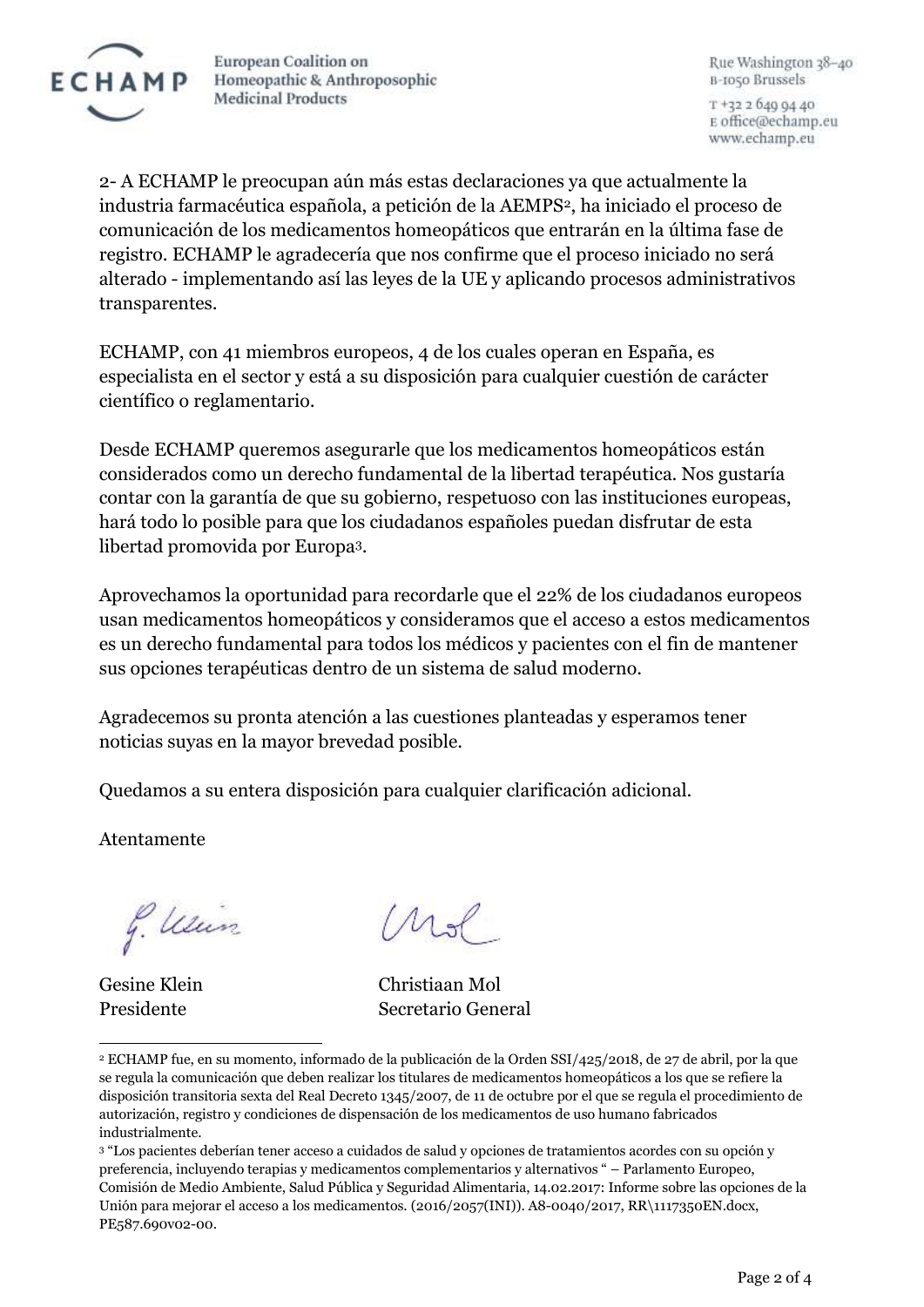2- A ECHAMP le preocupan aún más estas declaraciones ya que actualmente la industria farmacéutica española, a petición de la AEMPS[2], ha iniciado el proceso de comunicación de los medicamentos homeopáticos que entrarán en la última fase de registro. ECHAMP le agradecería que nos confirme que el proceso iniciado no será alterado - implementando así las leyes de la UE y aplicando procesos administrativos transparentes.

ECHAMP, con 41 miembros europeos, 4 de los cuales operan en España, es especialista en el sector y está a su disposición para cualquier cuestión de carácter científico o reglamentario.

Desde ECHAMP queremos asegurarle que los medicamentos homeopáticos están considerados como un derecho fundamental de la libertad terapéutica. Nos gustaría contar con la garantía de que su gobierno, respetuoso con las instituciones europeas, hará todo lo posible para que los ciudadanos españoles puedan disfrutar de esta libertad promovida por Europa[3].

Aprovechamos la oportunidad para recordarle que el 22% de los ciudadanos europeos usan medicamentos homeopáticos y consideramos que el acceso a estos medicamentos es un derecho fundamental para todos los médicos y pacientes con el fin de mantener sus opciones terapéuticas dentro de un sistema de salud moderno.

Agradecemos su pronta atención a las cuestiones planteadas y esperamos tener noticias suyas en la mayor brevedad posible.

Quedamos a su entera disposición para cualquier clarificación adicional.

Atentamente

| | |
|---|---|
| Gesine Klein | Christiaan Mol |
| Presidente | Secretario General |

---

[2] ECHAMP fue, en su momento, informado de la publicación de la Orden SSI/425/2018, de 27 de abril, por la que se regula la comunicación que deben realizar los titulares de medicamentos homeopáticos a los que se refiere la disposición transitoria sexta del Real Decreto 1345/2007, de 11 de octubre por el que se regula el procedimiento de autorización, registro y condiciones de dispensación de los medicamentos de uso humano fabricados industrialmente.

[3] "Los pacientes deberían tener acceso a cuidados de salud y opciones de tratamientos acordes con su opción y preferencia, incluyendo terapias y medicamentos complementarios y alternativos " – Parlamento Europeo, Comisión de Medio Ambiente, Salud Pública y Seguridad Alimentaria, 14.02.2017: Informe sobre las opciones de la Unión para mejorar el acceso a los medicamentos. (2016/2057(INI)). A8-0040/2017, RR\1117350EN.docx, PE587.690v02-00.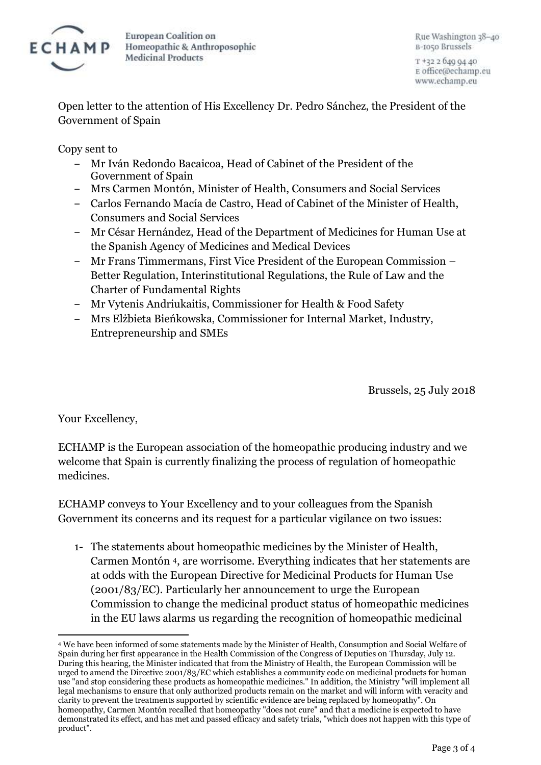**European Coalition on Homeopathic & Anthroposophic Medicinal Products**

Rue Washington 38–40
B-1050 Brussels

T +32 2 649 94 40
E office@echamp.eu
www.echamp.eu

Open letter to the attention of His Excellency Dr. Pedro Sánchez, the President of the Government of Spain

Copy sent to

- Mr Iván Redondo Bacaicoa, Head of Cabinet of the President of the Government of Spain
- Mrs Carmen Montón, Minister of Health, Consumers and Social Services
- Carlos Fernando Macía de Castro, Head of Cabinet of the Minister of Health, Consumers and Social Services
- Mr César Hernández, Head of the Department of Medicines for Human Use at the Spanish Agency of Medicines and Medical Devices
- Mr Frans Timmermans, First Vice President of the European Commission – Better Regulation, Interinstitutional Regulations, the Rule of Law and the Charter of Fundamental Rights
- Mr Vytenis Andriukaitis, Commissioner for Health & Food Safety
- Mrs Elżbieta Bieńkowska, Commissioner for Internal Market, Industry, Entrepreneurship and SMEs

Brussels, 25 July 2018

Your Excellency,

ECHAMP is the European association of the homeopathic producing industry and we welcome that Spain is currently finalizing the process of regulation of homeopathic medicines.

ECHAMP conveys to Your Excellency and to your colleagues from the Spanish Government its concerns and its request for a particular vigilance on two issues:

1- The statements about homeopathic medicines by the Minister of Health, Carmen Montón [4], are worrisome. Everything indicates that her statements are at odds with the European Directive for Medicinal Products for Human Use (2001/83/EC). Particularly her announcement to urge the European Commission to change the medicinal product status of homeopathic medicines in the EU laws alarms us regarding the recognition of homeopathic medicinal

---

[4] We have been informed of some statements made by the Minister of Health, Consumption and Social Welfare of Spain during her first appearance in the Health Commission of the Congress of Deputies on Thursday, July 12. During this hearing, the Minister indicated that from the Ministry of Health, the European Commission will be urged to amend the Directive 2001/83/EC which establishes a community code on medicinal products for human use "and stop considering these products as homeopathic medicines." In addition, the Ministry "will implement all legal mechanisms to ensure that only authorized products remain on the market and will inform with veracity and clarity to prevent the treatments supported by scientific evidence are being replaced by homeopathy". On homeopathy, Carmen Montón recalled that homeopathy "does not cure" and that a medicine is expected to have demonstrated its effect, and has met and passed efficacy and safety trials, "which does not happen with this type of product".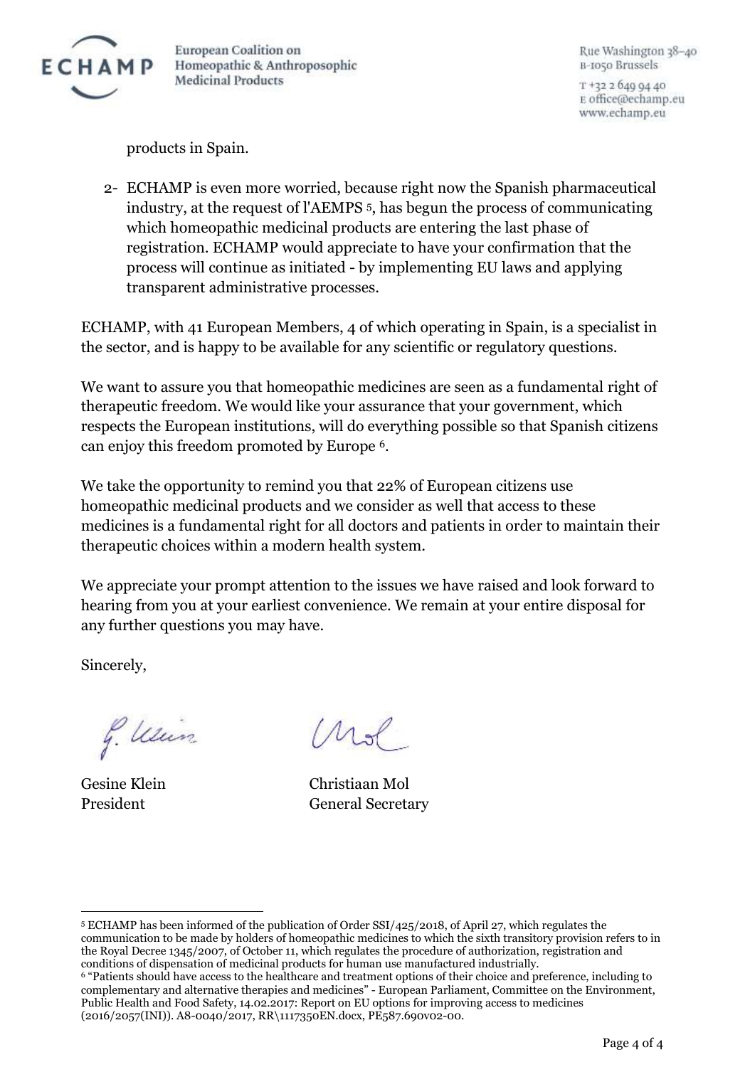products in Spain.

2- ECHAMP is even more worried, because right now the Spanish pharmaceutical industry, at the request of l'AEMPS [5], has begun the process of communicating which homeopathic medicinal products are entering the last phase of registration. ECHAMP would appreciate to have your confirmation that the process will continue as initiated - by implementing EU laws and applying transparent administrative processes.

ECHAMP, with 41 European Members, 4 of which operating in Spain, is a specialist in the sector, and is happy to be available for any scientific or regulatory questions.

We want to assure you that homeopathic medicines are seen as a fundamental right of therapeutic freedom. We would like your assurance that your government, which respects the European institutions, will do everything possible so that Spanish citizens can enjoy this freedom promoted by Europe [6].

We take the opportunity to remind you that 22% of European citizens use homeopathic medicinal products and we consider as well that access to these medicines is a fundamental right for all doctors and patients in order to maintain their therapeutic choices within a modern health system.

We appreciate your prompt attention to the issues we have raised and look forward to hearing from you at your earliest convenience. We remain at your entire disposal for any further questions you may have.

Sincerely,

Gesine Klein
President

Christiaan Mol
General Secretary

---

[5] ECHAMP has been informed of the publication of Order SSI/425/2018, of April 27, which regulates the communication to be made by holders of homeopathic medicines to which the sixth transitory provision refers to in the Royal Decree 1345/2007, of October 11, which regulates the procedure of authorization, registration and conditions of dispensation of medicinal products for human use manufactured industrially.

[6] "Patients should have access to the healthcare and treatment options of their choice and preference, including to complementary and alternative therapies and medicines" - European Parliament, Committee on the Environment, Public Health and Food Safety, 14.02.2017: Report on EU options for improving access to medicines (2016/2057(INI)). A8-0040/2017, RR\1117350EN.docx, PE587.690v02-00.